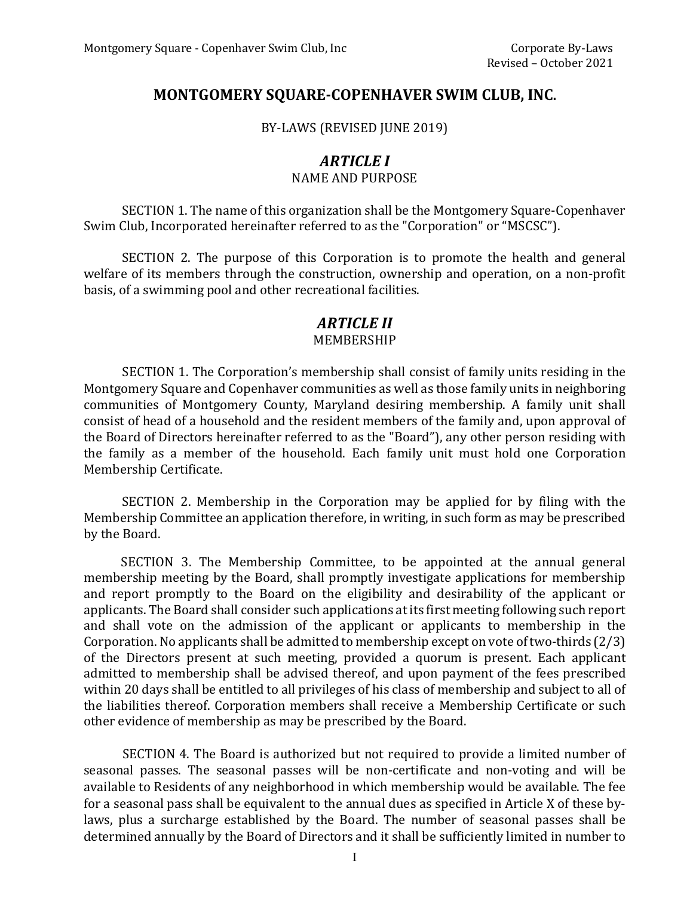# MONTGOMERY SQUARE-COPENHAVER SWIM CLUB, INC.

BY-LAWS (REVISED JUNE 2019)

## *ARTICLE I*

NAME AND PURPOSE

SECTION 1. The name of this organization shall be the Montgomery Square-Copenhaver Swim Club, Incorporated hereinafter referred to as the "Corporation" or "MSCSC").

SECTION 2. The purpose of this Corporation is to promote the health and general welfare of its members through the construction, ownership and operation, on a non-profit basis, of a swimming pool and other recreational facilities.

## *ARTICLE II*

MEMBERSHIP

SECTION 1. The Corporation's membership shall consist of family units residing in the Montgomery Square and Copenhaver communities as well as those family units in neighboring communities of Montgomery County, Maryland desiring membership. A family unit shall consist of head of a household and the resident members of the family and, upon approval of the Board of Directors hereinafter referred to as the "Board"), any other person residing with the family as a member of the household. Each family unit must hold one Corporation Membership Certificate.

SECTION 2. Membership in the Corporation may be applied for by filing with the Membership Committee an application therefore, in writing, in such form as may be prescribed by the Board.

SECTION 3. The Membership Committee, to be appointed at the annual general membership meeting by the Board, shall promptly investigate applications for membership and report promptly to the Board on the eligibility and desirability of the applicant or applicants. The Board shall consider such applications at its first meeting following such report and shall vote on the admission of the applicant or applicants to membership in the Corporation. No applicants shall be admitted to membership except on vote of two-thirds (2/3) of the Directors present at such meeting, provided a quorum is present. Each applicant admitted to membership shall be advised thereof, and upon payment of the fees prescribed within 20 days shall be entitled to all privileges of his class of membership and subject to all of the liabilities thereof. Corporation members shall receive a Membership Certificate or such other evidence of membership as may be prescribed by the Board.

SECTION 4. The Board is authorized but not required to provide a limited number of seasonal passes. The seasonal passes will be non-certificate and non-voting and will be available to Residents of any neighborhood in which membership would be available. The fee for a seasonal pass shall be equivalent to the annual dues as specified in Article X of these by-laws, plus a surcharge established by the Board. The number of seasonal passes shall be determined annually by the Board of Directors and it shall be sufficiently limited in number to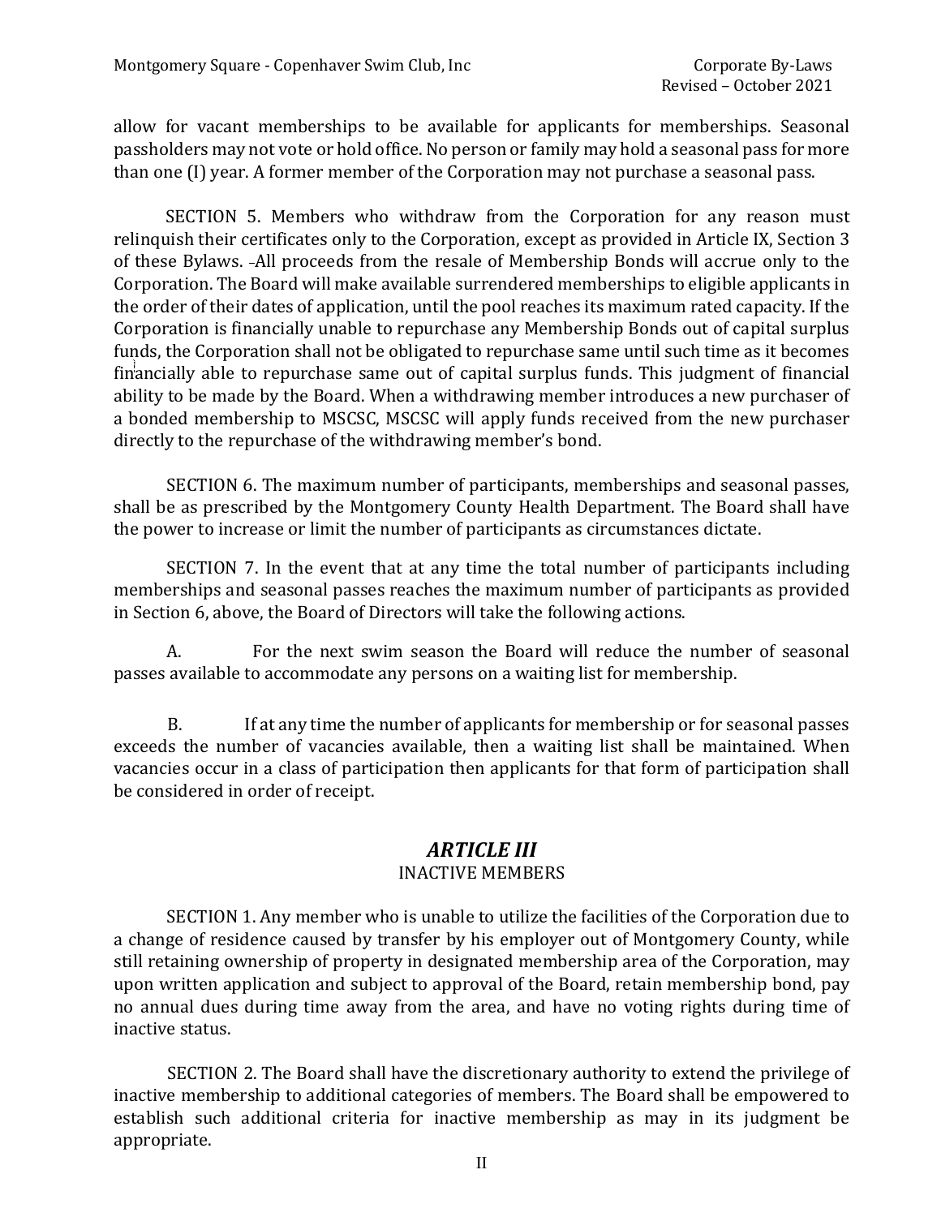allow for vacant memberships to be available for applicants for memberships. Seasonal passholders may not vote or hold office. No person or family may hold a seasonal pass for more than one (I) year. A former member of the Corporation may not purchase a seasonal pass.

SECTION 5. Members who withdraw from the Corporation for any reason must relinquish their certificates only to the Corporation, except as provided in Article IX, Section 3 of these Bylaws. All proceeds from the resale of Membership Bonds will accrue only to the Corporation. The Board will make available surrendered memberships to eligible applicants in the order of their dates of application, until the pool reaches its maximum rated capacity. If the Corporation is financially unable to repurchase any Membership Bonds out of capital surplus funds, the Corporation shall not be obligated to repurchase same until such time as it becomes financially able to repurchase same out of capital surplus funds. This judgment of financial ability to be made by the Board. When a withdrawing member introduces a new purchaser of a bonded membership to MSCSC, MSCSC will apply funds received from the new purchaser directly to the repurchase of the withdrawing member's bond.

SECTION 6. The maximum number of participants, memberships and seasonal passes, shall be as prescribed by the Montgomery County Health Department. The Board shall have the power to increase or limit the number of participants as circumstances dictate.

SECTION 7. In the event that at any time the total number of participants including memberships and seasonal passes reaches the maximum number of participants as provided in Section 6, above, the Board of Directors will take the following actions.

A. For the next swim season the Board will reduce the number of seasonal passes available to accommodate any persons on a waiting list for membership.

B. If at any time the number of applicants for membership or for seasonal passes exceeds the number of vacancies available, then a waiting list shall be maintained. When vacancies occur in a class of participation then applicants for that form of participation shall be considered in order of receipt.

## *ARTICLE III*
INACTIVE MEMBERS

SECTION 1. Any member who is unable to utilize the facilities of the Corporation due to a change of residence caused by transfer by his employer out of Montgomery County, while still retaining ownership of property in designated membership area of the Corporation, may upon written application and subject to approval of the Board, retain membership bond, pay no annual dues during time away from the area, and have no voting rights during time of inactive status.

SECTION 2. The Board shall have the discretionary authority to extend the privilege of inactive membership to additional categories of members. The Board shall be empowered to establish such additional criteria for inactive membership as may in its judgment be appropriate.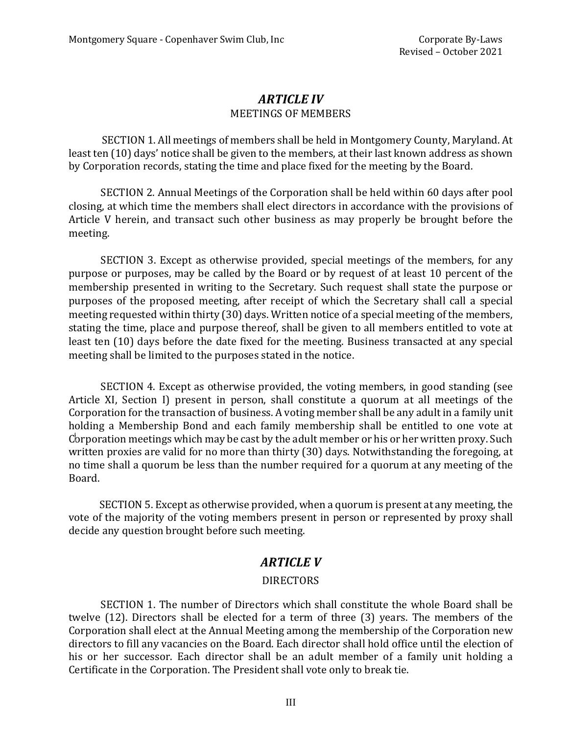# *ARTICLE IV*

## MEETINGS OF MEMBERS

SECTION 1. All meetings of members shall be held in Montgomery County, Maryland. At least ten (10) days' notice shall be given to the members, at their last known address as shown by Corporation records, stating the time and place fixed for the meeting by the Board.

SECTION 2. Annual Meetings of the Corporation shall be held within 60 days after pool closing, at which time the members shall elect directors in accordance with the provisions of Article V herein, and transact such other business as may properly be brought before the meeting.

SECTION 3. Except as otherwise provided, special meetings of the members, for any purpose or purposes, may be called by the Board or by request of at least 10 percent of the membership presented in writing to the Secretary. Such request shall state the purpose or purposes of the proposed meeting, after receipt of which the Secretary shall call a special meeting requested within thirty (30) days. Written notice of a special meeting of the members, stating the time, place and purpose thereof, shall be given to all members entitled to vote at least ten (10) days before the date fixed for the meeting. Business transacted at any special meeting shall be limited to the purposes stated in the notice.

SECTION 4. Except as otherwise provided, the voting members, in good standing (see Article XI, Section I) present in person, shall constitute a quorum at all meetings of the Corporation for the transaction of business. A voting member shall be any adult in a family unit holding a Membership Bond and each family membership shall be entitled to one vote at Corporation meetings which may be cast by the adult member or his or her written proxy. Such written proxies are valid for no more than thirty (30) days. Notwithstanding the foregoing, at no time shall a quorum be less than the number required for a quorum at any meeting of the Board.

SECTION 5. Except as otherwise provided, when a quorum is present at any meeting, the vote of the majority of the voting members present in person or represented by proxy shall decide any question brought before such meeting.

# *ARTICLE V*

## DIRECTORS

SECTION 1. The number of Directors which shall constitute the whole Board shall be twelve (12). Directors shall be elected for a term of three (3) years. The members of the Corporation shall elect at the Annual Meeting among the membership of the Corporation new directors to fill any vacancies on the Board. Each director shall hold office until the election of his or her successor. Each director shall be an adult member of a family unit holding a Certificate in the Corporation. The President shall vote only to break tie.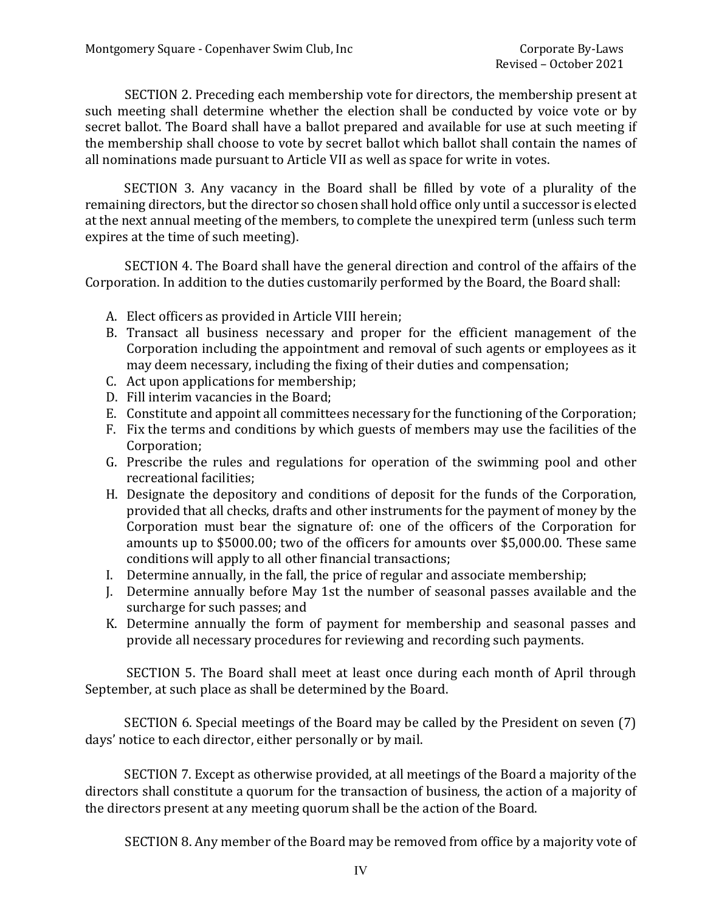SECTION 2. Preceding each membership vote for directors, the membership present at such meeting shall determine whether the election shall be conducted by voice vote or by secret ballot. The Board shall have a ballot prepared and available for use at such meeting if the membership shall choose to vote by secret ballot which ballot shall contain the names of all nominations made pursuant to Article VII as well as space for write in votes.

SECTION 3. Any vacancy in the Board shall be filled by vote of a plurality of the remaining directors, but the director so chosen shall hold office only until a successor is elected at the next annual meeting of the members, to complete the unexpired term (unless such term expires at the time of such meeting).

SECTION 4. The Board shall have the general direction and control of the affairs of the Corporation. In addition to the duties customarily performed by the Board, the Board shall:

A. Elect officers as provided in Article VIII herein;
B. Transact all business necessary and proper for the efficient management of the Corporation including the appointment and removal of such agents or employees as it may deem necessary, including the fixing of their duties and compensation;
C. Act upon applications for membership;
D. Fill interim vacancies in the Board;
E. Constitute and appoint all committees necessary for the functioning of the Corporation;
F. Fix the terms and conditions by which guests of members may use the facilities of the Corporation;
G. Prescribe the rules and regulations for operation of the swimming pool and other recreational facilities;
H. Designate the depository and conditions of deposit for the funds of the Corporation, provided that all checks, drafts and other instruments for the payment of money by the Corporation must bear the signature of: one of the officers of the Corporation for amounts up to $5000.00; two of the officers for amounts over $5,000.00. These same conditions will apply to all other financial transactions;
I. Determine annually, in the fall, the price of regular and associate membership;
J. Determine annually before May 1st the number of seasonal passes available and the surcharge for such passes; and
K. Determine annually the form of payment for membership and seasonal passes and provide all necessary procedures for reviewing and recording such payments.

SECTION 5. The Board shall meet at least once during each month of April through September, at such place as shall be determined by the Board.

SECTION 6. Special meetings of the Board may be called by the President on seven (7) days' notice to each director, either personally or by mail.

SECTION 7. Except as otherwise provided, at all meetings of the Board a majority of the directors shall constitute a quorum for the transaction of business, the action of a majority of the directors present at any meeting quorum shall be the action of the Board.

SECTION 8. Any member of the Board may be removed from office by a majority vote of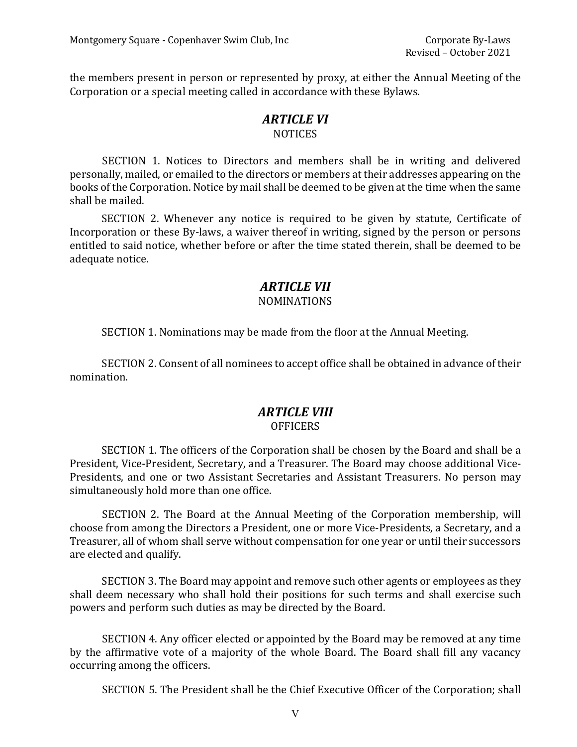the members present in person or represented by proxy, at either the Annual Meeting of the Corporation or a special meeting called in accordance with these Bylaws.

## *ARTICLE VI*
NOTICES

SECTION 1. Notices to Directors and members shall be in writing and delivered personally, mailed, or emailed to the directors or members at their addresses appearing on the books of the Corporation. Notice by mail shall be deemed to be given at the time when the same shall be mailed.

SECTION 2. Whenever any notice is required to be given by statute, Certificate of Incorporation or these By-laws, a waiver thereof in writing, signed by the person or persons entitled to said notice, whether before or after the time stated therein, shall be deemed to be adequate notice.

## *ARTICLE VII*
NOMINATIONS

SECTION 1. Nominations may be made from the floor at the Annual Meeting.

SECTION 2. Consent of all nominees to accept office shall be obtained in advance of their nomination.

## *ARTICLE VIII*
OFFICERS

SECTION 1. The officers of the Corporation shall be chosen by the Board and shall be a President, Vice-President, Secretary, and a Treasurer. The Board may choose additional Vice-Presidents, and one or two Assistant Secretaries and Assistant Treasurers. No person may simultaneously hold more than one office.

SECTION 2. The Board at the Annual Meeting of the Corporation membership, will choose from among the Directors a President, one or more Vice-Presidents, a Secretary, and a Treasurer, all of whom shall serve without compensation for one year or until their successors are elected and qualify.

SECTION 3. The Board may appoint and remove such other agents or employees as they shall deem necessary who shall hold their positions for such terms and shall exercise such powers and perform such duties as may be directed by the Board.

SECTION 4. Any officer elected or appointed by the Board may be removed at any time by the affirmative vote of a majority of the whole Board. The Board shall fill any vacancy occurring among the officers.

SECTION 5. The President shall be the Chief Executive Officer of the Corporation; shall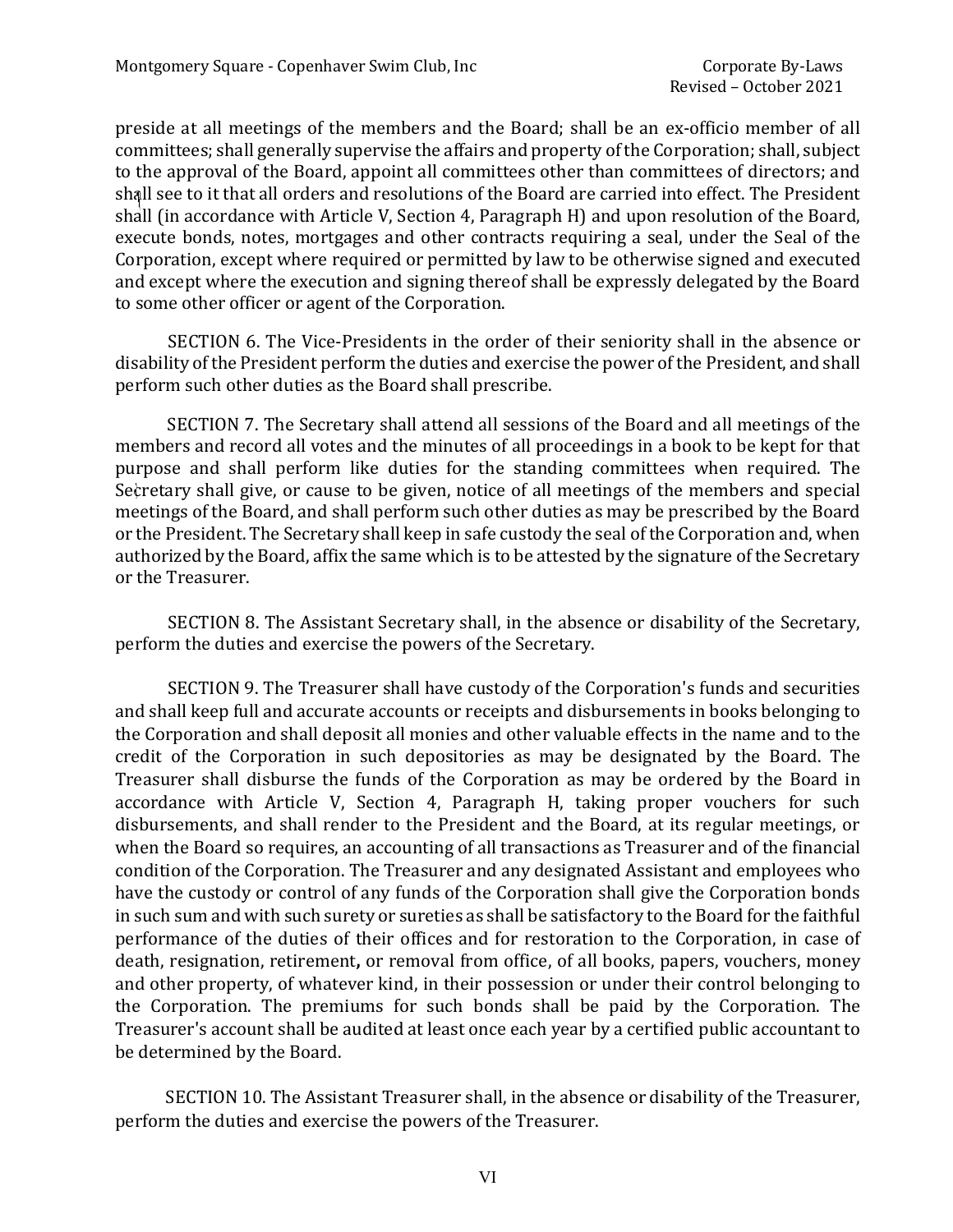preside at all meetings of the members and the Board; shall be an ex-officio member of all committees; shall generally supervise the affairs and property of the Corporation; shall, subject to the approval of the Board, appoint all committees other than committees of directors; and shall see to it that all orders and resolutions of the Board are carried into effect. The President shall (in accordance with Article V, Section 4, Paragraph H) and upon resolution of the Board, execute bonds, notes, mortgages and other contracts requiring a seal, under the Seal of the Corporation, except where required or permitted by law to be otherwise signed and executed and except where the execution and signing thereof shall be expressly delegated by the Board to some other officer or agent of the Corporation.

SECTION 6. The Vice-Presidents in the order of their seniority shall in the absence or disability of the President perform the duties and exercise the power of the President, and shall perform such other duties as the Board shall prescribe.

SECTION 7. The Secretary shall attend all sessions of the Board and all meetings of the members and record all votes and the minutes of all proceedings in a book to be kept for that purpose and shall perform like duties for the standing committees when required. The Secretary shall give, or cause to be given, notice of all meetings of the members and special meetings of the Board, and shall perform such other duties as may be prescribed by the Board or the President. The Secretary shall keep in safe custody the seal of the Corporation and, when authorized by the Board, affix the same which is to be attested by the signature of the Secretary or the Treasurer.

SECTION 8. The Assistant Secretary shall, in the absence or disability of the Secretary, perform the duties and exercise the powers of the Secretary.

SECTION 9. The Treasurer shall have custody of the Corporation's funds and securities and shall keep full and accurate accounts or receipts and disbursements in books belonging to the Corporation and shall deposit all monies and other valuable effects in the name and to the credit of the Corporation in such depositories as may be designated by the Board. The Treasurer shall disburse the funds of the Corporation as may be ordered by the Board in accordance with Article V, Section 4, Paragraph H, taking proper vouchers for such disbursements, and shall render to the President and the Board, at its regular meetings, or when the Board so requires, an accounting of all transactions as Treasurer and of the financial condition of the Corporation. The Treasurer and any designated Assistant and employees who have the custody or control of any funds of the Corporation shall give the Corporation bonds in such sum and with such surety or sureties as shall be satisfactory to the Board for the faithful performance of the duties of their offices and for restoration to the Corporation, in case of death, resignation, retirement**,** or removal from office, of all books, papers, vouchers, money and other property, of whatever kind, in their possession or under their control belonging to the Corporation. The premiums for such bonds shall be paid by the Corporation. The Treasurer's account shall be audited at least once each year by a certified public accountant to be determined by the Board.

SECTION 10. The Assistant Treasurer shall, in the absence or disability of the Treasurer, perform the duties and exercise the powers of the Treasurer.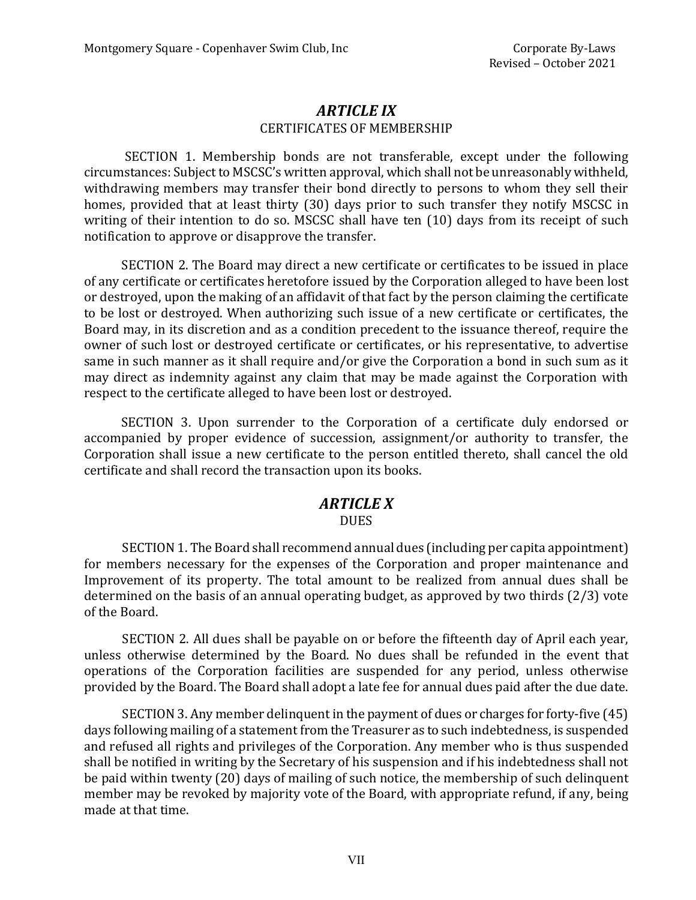## *ARTICLE IX*

CERTIFICATES OF MEMBERSHIP

SECTION 1. Membership bonds are not transferable, except under the following circumstances: Subject to MSCSC's written approval, which shall not be unreasonably withheld, withdrawing members may transfer their bond directly to persons to whom they sell their homes, provided that at least thirty (30) days prior to such transfer they notify MSCSC in writing of their intention to do so. MSCSC shall have ten (10) days from its receipt of such notification to approve or disapprove the transfer.

SECTION 2. The Board may direct a new certificate or certificates to be issued in place of any certificate or certificates heretofore issued by the Corporation alleged to have been lost or destroyed, upon the making of an affidavit of that fact by the person claiming the certificate to be lost or destroyed. When authorizing such issue of a new certificate or certificates, the Board may, in its discretion and as a condition precedent to the issuance thereof, require the owner of such lost or destroyed certificate or certificates, or his representative, to advertise same in such manner as it shall require and/or give the Corporation a bond in such sum as it may direct as indemnity against any claim that may be made against the Corporation with respect to the certificate alleged to have been lost or destroyed.

SECTION 3. Upon surrender to the Corporation of a certificate duly endorsed or accompanied by proper evidence of succession, assignment/or authority to transfer, the Corporation shall issue a new certificate to the person entitled thereto, shall cancel the old certificate and shall record the transaction upon its books.

## *ARTICLE X*

DUES

SECTION 1. The Board shall recommend annual dues (including per capita appointment) for members necessary for the expenses of the Corporation and proper maintenance and Improvement of its property. The total amount to be realized from annual dues shall be determined on the basis of an annual operating budget, as approved by two thirds (2/3) vote of the Board.

SECTION 2. All dues shall be payable on or before the fifteenth day of April each year, unless otherwise determined by the Board. No dues shall be refunded in the event that operations of the Corporation facilities are suspended for any period, unless otherwise provided by the Board. The Board shall adopt a late fee for annual dues paid after the due date.

SECTION 3. Any member delinquent in the payment of dues or charges for forty-five (45) days following mailing of a statement from the Treasurer as to such indebtedness, is suspended and refused all rights and privileges of the Corporation. Any member who is thus suspended shall be notified in writing by the Secretary of his suspension and if his indebtedness shall not be paid within twenty (20) days of mailing of such notice, the membership of such delinquent member may be revoked by majority vote of the Board, with appropriate refund, if any, being made at that time.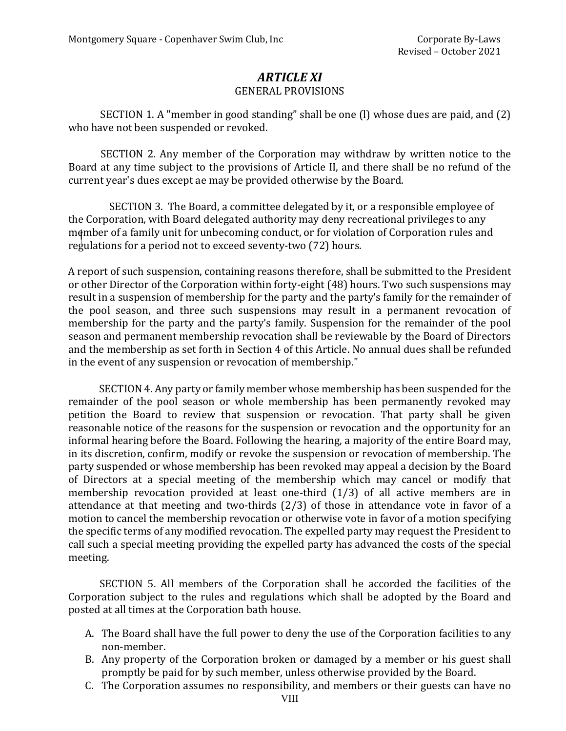# *ARTICLE XI*

## GENERAL PROVISIONS

SECTION 1. A "member in good standing" shall be one (l) whose dues are paid, and (2) who have not been suspended or revoked.

SECTION 2. Any member of the Corporation may withdraw by written notice to the Board at any time subject to the provisions of Article II, and there shall be no refund of the current year's dues except ae may be provided otherwise by the Board.

SECTION 3. The Board, a committee delegated by it, or a responsible employee of the Corporation, with Board delegated authority may deny recreational privileges to any member of a family unit for unbecoming conduct, or for violation of Corporation rules and regulations for a period not to exceed seventy-two (72) hours.

A report of such suspension, containing reasons therefore, shall be submitted to the President or other Director of the Corporation within forty-eight (48) hours. Two such suspensions may result in a suspension of membership for the party and the party's family for the remainder of the pool season, and three such suspensions may result in a permanent revocation of membership for the party and the party's family. Suspension for the remainder of the pool season and permanent membership revocation shall be reviewable by the Board of Directors and the membership as set forth in Section 4 of this Article. No annual dues shall be refunded in the event of any suspension or revocation of membership."

SECTION 4. Any party or family member whose membership has been suspended for the remainder of the pool season or whole membership has been permanently revoked may petition the Board to review that suspension or revocation. That party shall be given reasonable notice of the reasons for the suspension or revocation and the opportunity for an informal hearing before the Board. Following the hearing, a majority of the entire Board may, in its discretion, confirm, modify or revoke the suspension or revocation of membership. The party suspended or whose membership has been revoked may appeal a decision by the Board of Directors at a special meeting of the membership which may cancel or modify that membership revocation provided at least one-third (1/3) of all active members are in attendance at that meeting and two-thirds (2/3) of those in attendance vote in favor of a motion to cancel the membership revocation or otherwise vote in favor of a motion specifying the specific terms of any modified revocation. The expelled party may request the President to call such a special meeting providing the expelled party has advanced the costs of the special meeting.

SECTION 5. All members of the Corporation shall be accorded the facilities of the Corporation subject to the rules and regulations which shall be adopted by the Board and posted at all times at the Corporation bath house.

A. The Board shall have the full power to deny the use of the Corporation facilities to any non-member.
B. Any property of the Corporation broken or damaged by a member or his guest shall promptly be paid for by such member, unless otherwise provided by the Board.
C. The Corporation assumes no responsibility, and members or their guests can have no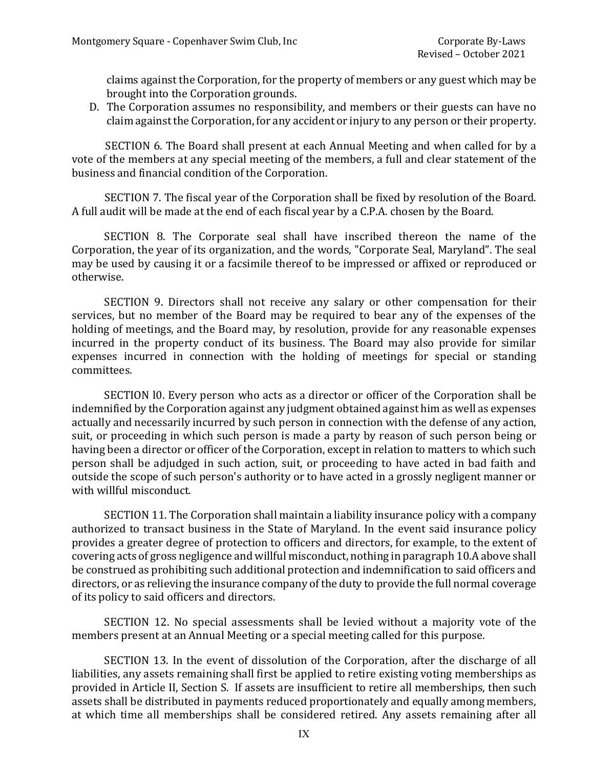claims against the Corporation, for the property of members or any guest which may be brought into the Corporation grounds.

D. The Corporation assumes no responsibility, and members or their guests can have no claim against the Corporation, for any accident or injury to any person or their property.

SECTION 6. The Board shall present at each Annual Meeting and when called for by a vote of the members at any special meeting of the members, a full and clear statement of the business and financial condition of the Corporation.

SECTION 7. The fiscal year of the Corporation shall be fixed by resolution of the Board. A full audit will be made at the end of each fiscal year by a C.P.A. chosen by the Board.

SECTION 8. The Corporate seal shall have inscribed thereon the name of the Corporation, the year of its organization, and the words, "Corporate Seal, Maryland". The seal may be used by causing it or a facsimile thereof to be impressed or affixed or reproduced or otherwise.

SECTION 9. Directors shall not receive any salary or other compensation for their services, but no member of the Board may be required to bear any of the expenses of the holding of meetings, and the Board may, by resolution, provide for any reasonable expenses incurred in the property conduct of its business. The Board may also provide for similar expenses incurred in connection with the holding of meetings for special or standing committees.

SECTION l0. Every person who acts as a director or officer of the Corporation shall be indemnified by the Corporation against any judgment obtained against him as well as expenses actually and necessarily incurred by such person in connection with the defense of any action, suit, or proceeding in which such person is made a party by reason of such person being or having been a director or officer of the Corporation, except in relation to matters to which such person shall be adjudged in such action, suit, or proceeding to have acted in bad faith and outside the scope of such person's authority or to have acted in a grossly negligent manner or with willful misconduct.

SECTION 11. The Corporation shall maintain a liability insurance policy with a company authorized to transact business in the State of Maryland. In the event said insurance policy provides a greater degree of protection to officers and directors, for example, to the extent of covering acts of gross negligence and willful misconduct, nothing in paragraph 10.A above shall be construed as prohibiting such additional protection and indemnification to said officers and directors, or as relieving the insurance company of the duty to provide the full normal coverage of its policy to said officers and directors.

SECTION 12. No special assessments shall be levied without a majority vote of the members present at an Annual Meeting or a special meeting called for this purpose.

SECTION 13. In the event of dissolution of the Corporation, after the discharge of all liabilities, any assets remaining shall first be applied to retire existing voting memberships as provided in Article II, Section S. If assets are insufficient to retire all memberships, then such assets shall be distributed in payments reduced proportionately and equally among members, at which time all memberships shall be considered retired. Any assets remaining after all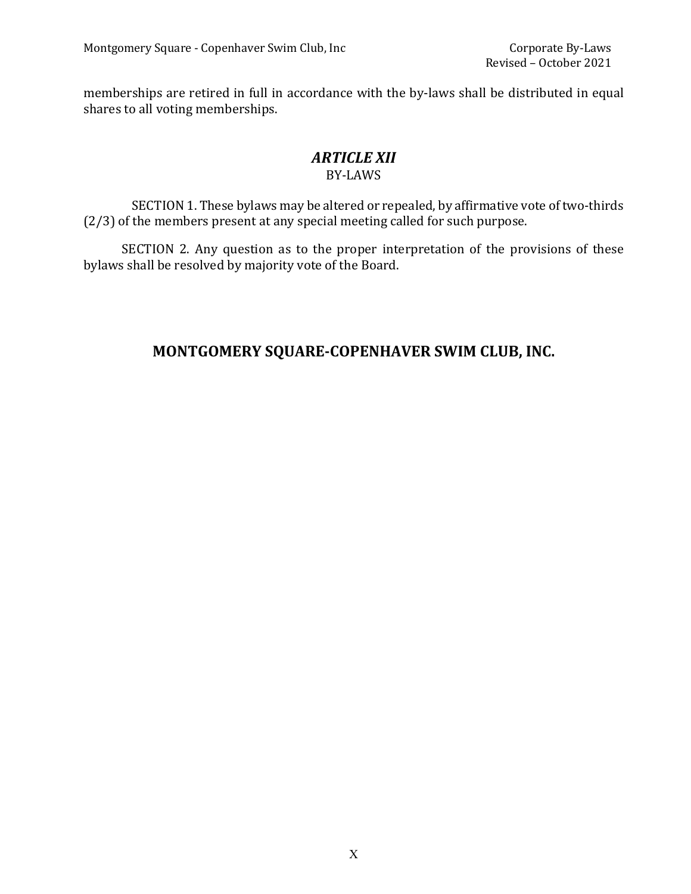memberships are retired in full in accordance with the by-laws shall be distributed in equal shares to all voting memberships.

## *ARTICLE XII*

BY-LAWS

SECTION 1. These bylaws may be altered or repealed, by affirmative vote of two-thirds (2/3) of the members present at any special meeting called for such purpose.

SECTION 2. Any question as to the proper interpretation of the provisions of these bylaws shall be resolved by majority vote of the Board.

## MONTGOMERY SQUARE-COPENHAVER SWIM CLUB, INC.